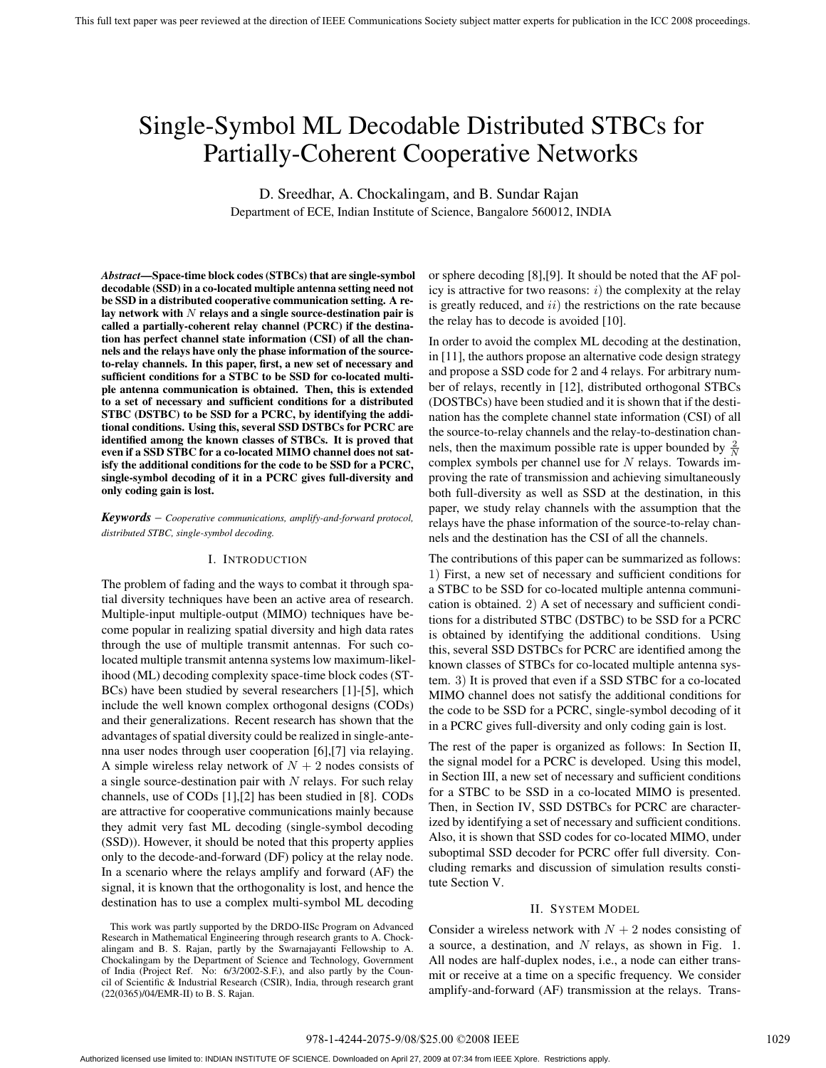# Single-Symbol ML Decodable Distributed STBCs for Partially-Coherent Cooperative Networks

D. Sreedhar, A. Chockalingam, and B. Sundar Rajan
Department of ECE, Indian Institute of Science, Bangalore 560012, INDIA

***Abstract*—Space-time block codes (STBCs) that are single-symbol decodable (SSD) in a co-located multiple antenna setting need not be SSD in a distributed cooperative communication setting. A relay network with $N$ relays and a single source-destination pair is called a partially-coherent relay channel (PCRC) if the destination has perfect channel state information (CSI) of all the channels and the relays have only the phase information of the source-to-relay channels. In this paper, first, a new set of necessary and sufficient conditions for a STBC to be SSD for co-located multiple antenna communication is obtained. Then, this is extended to a set of necessary and sufficient conditions for a distributed STBC (DSTBC) to be SSD for a PCRC, by identifying the additional conditions. Using this, several SSD DSTBCs for PCRC are identified among the known classes of STBCs. It is proved that even if a SSD STBC for a co-located MIMO channel does not satisfy the additional conditions for the code to be SSD for a PCRC, single-symbol decoding of it in a PCRC gives full-diversity and only coding gain is lost.**

***Keywords*** – *Cooperative communications, amplify-and-forward protocol, distributed STBC, single-symbol decoding.*

## I. Introduction

The problem of fading and the ways to combat it through spatial diversity techniques have been an active area of research. Multiple-input multiple-output (MIMO) techniques have become popular in realizing spatial diversity and high data rates through the use of multiple transmit antennas. For such co-located multiple transmit antenna systems low maximum-likelihood (ML) decoding complexity space-time block codes (STBCs) have been studied by several researchers [1]-[5], which include the well known complex orthogonal designs (CODs) and their generalizations. Recent research has shown that the advantages of spatial diversity could be realized in single-antenna user nodes through user cooperation [6],[7] via relaying. A simple wireless relay network of $N+2$ nodes consists of a single source-destination pair with $N$ relays. For such relay channels, use of CODs [1],[2] has been studied in [8]. CODs are attractive for cooperative communications mainly because they admit very fast ML decoding (single-symbol decoding (SSD)). However, it should be noted that this property applies only to the decode-and-forward (DF) policy at the relay node. In a scenario where the relays amplify and forward (AF) the signal, it is known that the orthogonality is lost, and hence the destination has to use a complex multi-symbol ML decoding or sphere decoding [8],[9]. It should be noted that the AF policy is attractive for two reasons: $i)$ the complexity at the relay is greatly reduced, and $ii)$ the restrictions on the rate because the relay has to decode is avoided [10].

This work was partly supported by the DRDO-IISc Program on Advanced Research in Mathematical Engineering through research grants to A. Chockalingam and B. S. Rajan, partly by the Swarnajayanti Fellowship to A. Chockalingam by the Department of Science and Technology, Government of India (Project Ref. No: 6/3/2002-S.F.), and also partly by the Council of Scientific & Industrial Research (CSIR), India, through research grant (22(0365)/04/EMR-II) to B. S. Rajan.

In order to avoid the complex ML decoding at the destination, in [11], the authors propose an alternative code design strategy and propose a SSD code for 2 and 4 relays. For arbitrary number of relays, recently in [12], distributed orthogonal STBCs (DOSTBCs) have been studied and it is shown that if the destination has the complete channel state information (CSI) of all the source-to-relay channels and the relay-to-destination channels, then the maximum possible rate is upper bounded by $\frac{2}{N}$ complex symbols per channel use for $N$ relays. Towards improving the rate of transmission and achieving simultaneously both full-diversity as well as SSD at the destination, in this paper, we study relay channels with the assumption that the relays have the phase information of the source-to-relay channels and the destination has the CSI of all the channels.

The contributions of this paper can be summarized as follows: 1) First, a new set of necessary and sufficient conditions for a STBC to be SSD for co-located multiple antenna communication is obtained. 2) A set of necessary and sufficient conditions for a distributed STBC (DSTBC) to be SSD for a PCRC is obtained by identifying the additional conditions. Using this, several SSD DSTBCs for PCRC are identified among the known classes of STBCs for co-located multiple antenna system. 3) It is proved that even if a SSD STBC for a co-located MIMO channel does not satisfy the additional conditions for the code to be SSD for a PCRC, single-symbol decoding of it in a PCRC gives full-diversity and only coding gain is lost.

The rest of the paper is organized as follows: In Section II, the signal model for a PCRC is developed. Using this model, in Section III, a new set of necessary and sufficient conditions for a STBC to be SSD in a co-located MIMO is presented. Then, in Section IV, SSD DSTBCs for PCRC are characterized by identifying a set of necessary and sufficient conditions. Also, it is shown that SSD codes for co-located MIMO, under suboptimal SSD decoder for PCRC offer full diversity. Concluding remarks and discussion of simulation results constitute Section V.

## II. System Model

Consider a wireless network with $N+2$ nodes consisting of a source, a destination, and $N$ relays, as shown in Fig. 1. All nodes are half-duplex nodes, i.e., a node can either transmit or receive at a time on a specific frequency. We consider amplify-and-forward (AF) transmission at the relays. Trans-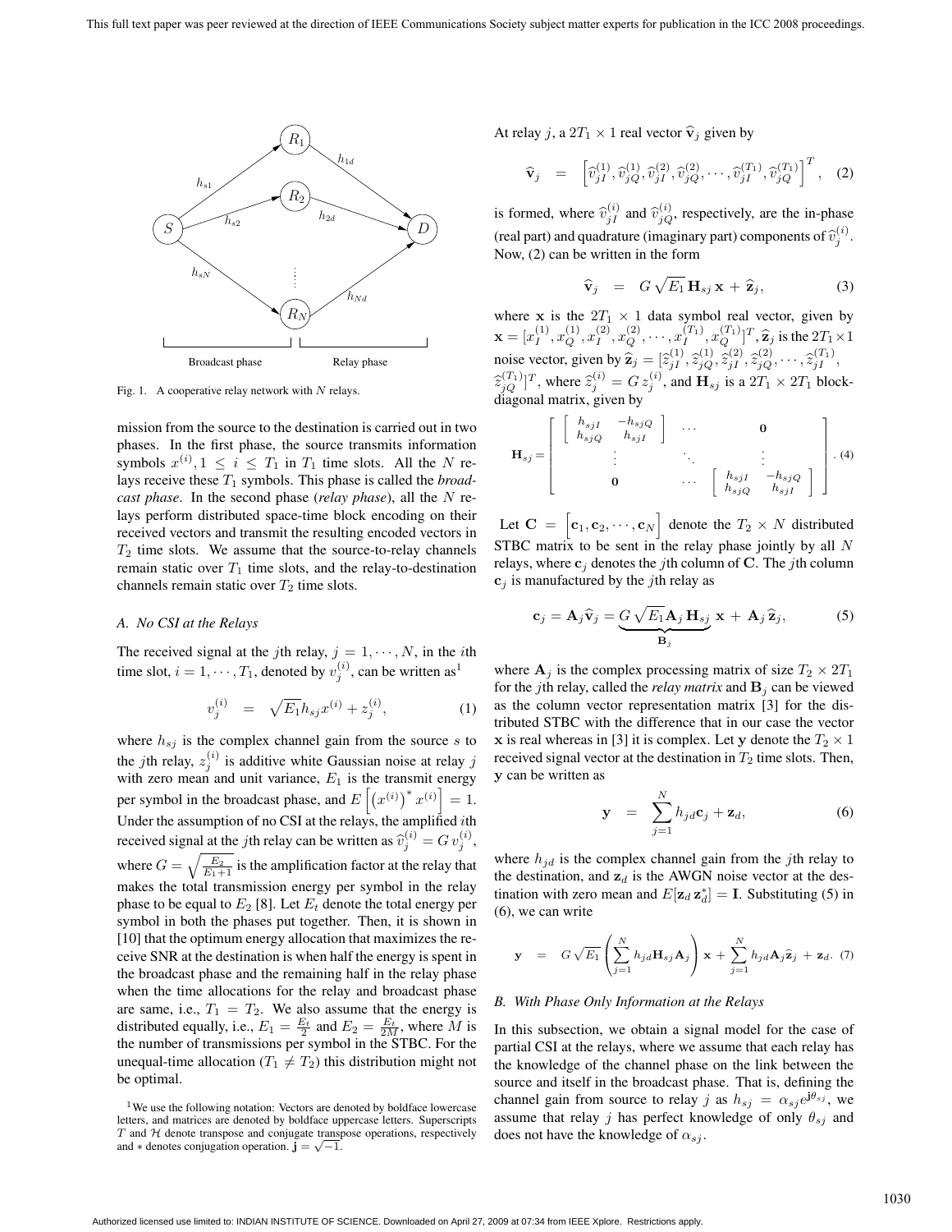Fig. 1. A cooperative relay network with $N$ relays.

mission from the source to the destination is carried out in two phases. In the first phase, the source transmits information symbols $x^{(i)}, 1 \leq i \leq T_1$ in $T_1$ time slots. All the $N$ relays receive these $T_1$ symbols. This phase is called the *broadcast phase*. In the second phase (*relay phase*), all the $N$ relays perform distributed space-time block encoding on their received vectors and transmit the resulting encoded vectors in $T_2$ time slots. We assume that the source-to-relay channels remain static over $T_1$ time slots, and the relay-to-destination channels remain static over $T_2$ time slots.

### A. No CSI at the Relays

The received signal at the $j$th relay, $j = 1, \cdots, N$, in the $i$th time slot, $i = 1, \cdots, T_1$, denoted by $v_j^{(i)}$, can be written as[1]

$$v_j^{(i)} = \sqrt{E_1} h_{sj} x^{(i)} + z_j^{(i)}, \quad (1)$$

where $h_{sj}$ is the complex channel gain from the source $s$ to the $j$th relay, $z_j^{(i)}$ is additive white Gaussian noise at relay $j$ with zero mean and unit variance, $E_1$ is the transmit energy per symbol in the broadcast phase, and $E\left[\left(x^{(i)}\right)^* x^{(i)}\right] = 1$. Under the assumption of no CSI at the relays, the amplified $i$th received signal at the $j$th relay can be written as $\widehat{v}_j^{(i)} = G\, v_j^{(i)}$, where $G = \sqrt{\frac{E_2}{E_1+1}}$ is the amplification factor at the relay that makes the total transmission energy per symbol in the relay phase to be equal to $E_2$ [8]. Let $E_t$ denote the total energy per symbol in both the phases put together. Then, it is shown in [10] that the optimum energy allocation that maximizes the receive SNR at the destination is when half the energy is spent in the broadcast phase and the remaining half in the relay phase when the time allocations for the relay and broadcast phase are same, i.e., $T_1 = T_2$. We also assume that the energy is distributed equally, i.e., $E_1 = \frac{E_t}{2}$ and $E_2 = \frac{E_t}{2M}$, where $M$ is the number of transmissions per symbol in the STBC. For the unequal-time allocation ($T_1 \neq T_2$) this distribution might not be optimal.

[1] We use the following notation: Vectors are denoted by boldface lowercase letters, and matrices are denoted by boldface uppercase letters. Superscripts $T$ and $\mathcal{H}$ denote transpose and conjugate transpose operations, respectively and $*$ denotes conjugation operation. $\mathbf{j} = \sqrt{-1}$.

At relay $j$, a $2T_1 \times 1$ real vector $\widehat{\mathbf{v}}_j$ given by

$$\widehat{\mathbf{v}}_j = \left[\widehat{v}_{jI}^{(1)}, \widehat{v}_{jQ}^{(1)}, \widehat{v}_{jI}^{(2)}, \widehat{v}_{jQ}^{(2)}, \cdots, \widehat{v}_{jI}^{(T_1)}, \widehat{v}_{jQ}^{(T_1)}\right]^T, \quad (2)$$

is formed, where $\widehat{v}_{jI}^{(i)}$ and $\widehat{v}_{jQ}^{(i)}$, respectively, are the in-phase (real part) and quadrature (imaginary part) components of $\widehat{v}_j^{(i)}$. Now, (2) can be written in the form

$$\widehat{\mathbf{v}}_j = G\sqrt{E_1}\, \mathbf{H}_{sj}\, \mathbf{x} + \widehat{\mathbf{z}}_j, \quad (3)$$

where $\mathbf{x}$ is the $2T_1 \times 1$ data symbol real vector, given by $\mathbf{x} = [x_I^{(1)}, x_Q^{(1)}, x_I^{(2)}, x_Q^{(2)}, \cdots, x_I^{(T_1)}, x_Q^{(T_1)}]^T$, $\widehat{\mathbf{z}}_j$ is the $2T_1 \times 1$ noise vector, given by $\widehat{\mathbf{z}}_j = [\widehat{z}_{jI}^{(1)}, \widehat{z}_{jQ}^{(1)}, \widehat{z}_{jI}^{(2)}, \widehat{z}_{jQ}^{(2)}, \cdots, \widehat{z}_{jI}^{(T_1)}, \widehat{z}_{jQ}^{(T_1)}]^T$, where $\widehat{z}_j^{(i)} = G\, z_j^{(i)}$, and $\mathbf{H}_{sj}$ is a $2T_1 \times 2T_1$ block-diagonal matrix, given by

$$\mathbf{H}_{sj} = \begin{bmatrix} \begin{bmatrix} h_{sjI} & -h_{sjQ} \\ h_{sjQ} & h_{sjI} \end{bmatrix} & \cdots & \mathbf{0} \\ \vdots & \ddots & \vdots \\ \mathbf{0} & \cdots & \begin{bmatrix} h_{sjI} & -h_{sjQ} \\ h_{sjQ} & h_{sjI} \end{bmatrix} \end{bmatrix}. \quad (4)$$

Let $\mathbf{C} = \left[\mathbf{c}_1, \mathbf{c}_2, \cdots, \mathbf{c}_N\right]$ denote the $T_2 \times N$ distributed STBC matrix to be sent in the relay phase jointly by all $N$ relays, where $\mathbf{c}_j$ denotes the $j$th column of $\mathbf{C}$. The $j$th column $\mathbf{c}_j$ is manufactured by the $j$th relay as

$$\mathbf{c}_j = \mathbf{A}_j \widehat{\mathbf{v}}_j = \underbrace{G\sqrt{E_1}\mathbf{A}_j\, \mathbf{H}_{sj}}_{\mathbf{B}_j}\, \mathbf{x} + \mathbf{A}_j\, \widehat{\mathbf{z}}_j, \quad (5)$$

where $\mathbf{A}_j$ is the complex processing matrix of size $T_2 \times 2T_1$ for the $j$th relay, called the *relay matrix* and $\mathbf{B}_j$ can be viewed as the column vector representation matrix [3] for the distributed STBC with the difference that in our case the vector $\mathbf{x}$ is real whereas in [3] it is complex. Let $\mathbf{y}$ denote the $T_2 \times 1$ received signal vector at the destination in $T_2$ time slots. Then, $\mathbf{y}$ can be written as

$$\mathbf{y} = \sum_{j=1}^{N} h_{jd}\mathbf{c}_j + \mathbf{z}_d, \quad (6)$$

where $h_{jd}$ is the complex channel gain from the $j$th relay to the destination, and $\mathbf{z}_d$ is the AWGN noise vector at the destination with zero mean and $E[\mathbf{z}_d\, \mathbf{z}_d^*] = \mathbf{I}$. Substituting (5) in (6), we can write

$$\mathbf{y} = G\sqrt{E_1}\left(\sum_{j=1}^{N} h_{jd}\mathbf{H}_{sj}\mathbf{A}_j\right)\mathbf{x} + \sum_{j=1}^{N} h_{jd}\mathbf{A}_j\widehat{\mathbf{z}}_j + \mathbf{z}_d. \quad (7)$$

### B. With Phase Only Information at the Relays

In this subsection, we obtain a signal model for the case of partial CSI at the relays, where we assume that each relay has the knowledge of the channel phase on the link between the source and itself in the broadcast phase. That is, defining the channel gain from source to relay $j$ as $h_{sj} = \alpha_{sj}e^{\mathbf{j}\theta_{sj}}$, we assume that relay $j$ has perfect knowledge of only $\theta_{sj}$ and does not have the knowledge of $\alpha_{sj}$.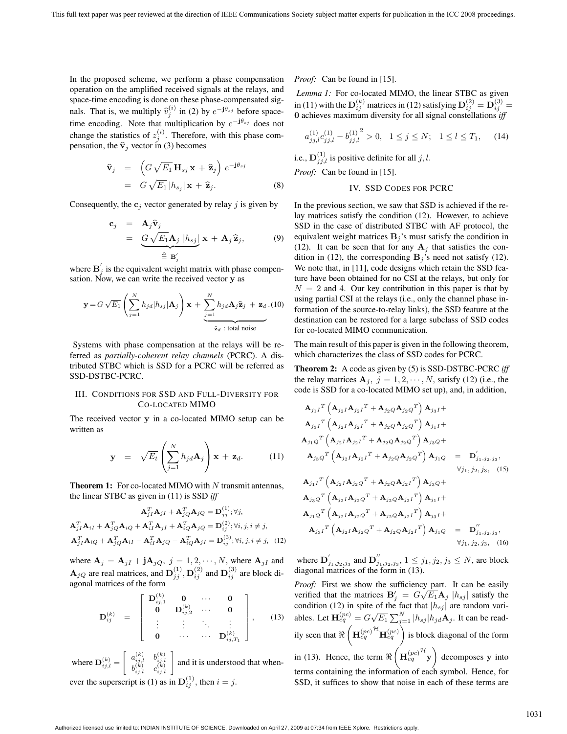In the proposed scheme, we perform a phase compensation operation on the amplified received signals at the relays, and space-time encoding is done on these phase-compensated signals. That is, we multiply $\widehat{v}_j^{(i)}$ in (2) by $e^{-\mathbf{j}\theta_{sj}}$ before space-time encoding. Note that multiplication by $e^{-\mathbf{j}\theta_{sj}}$ does not change the statistics of $z_j^{(i)}$. Therefore, with this phase compensation, the $\widehat{\mathbf{v}}_j$ vector in (3) becomes

$$\begin{aligned}\widehat{\mathbf{v}}_j &= \left(G\sqrt{E_1}\,\mathbf{H}_{sj}\,\mathbf{x} + \widehat{\mathbf{z}}_j\right) e^{-\mathbf{j}\theta_{sj}} \\ &= G\sqrt{E_1}\,|h_{sj}|\,\mathbf{x} + \widehat{\mathbf{z}}_j. \end{aligned} \tag{8}$$

Consequently, the $\mathbf{c}_j$ vector generated by relay $j$ is given by

$$\begin{aligned}\mathbf{c}_j &= \mathbf{A}_j\widehat{\mathbf{v}}_j \\ &= \underbrace{G\sqrt{E_1}\mathbf{A}_j\,|h_{sj}|}_{\triangleq\ \mathbf{B}_j^{'}}\,\mathbf{x} + \mathbf{A}_j\,\widehat{\mathbf{z}}_j, \end{aligned} \tag{9}$$

where $\mathbf{B}_j^{'}$ is the equivalent weight matrix with phase compensation. Now, we can write the received vector $\mathbf{y}$ as

$$\mathbf{y} = G\sqrt{E_1}\left(\sum_{j=1}^{N} h_{jd}|h_{sj}|\mathbf{A}_j\right)\mathbf{x} + \underbrace{\sum_{j=1}^{N} h_{jd}\mathbf{A}_j\widehat{\mathbf{z}}_j + \mathbf{z}_d}_{\tilde{\mathbf{z}}_d\ :\ \text{total noise}}. \tag{10}$$

Systems with phase compensation at the relays will be referred as *partially-coherent relay channels* (PCRC). A distributed STBC which is SSD for a PCRC will be referred as SSD-DSTBC-PCRC.

## III. Conditions for SSD and Full-Diversity for Co-located MIMO

The received vector $\mathbf{y}$ in a co-located MIMO setup can be written as

$$\mathbf{y} = \sqrt{E_t}\left(\sum_{j=1}^{N} h_{jd}\mathbf{A}_j\right)\mathbf{x} + \mathbf{z}_d. \tag{11}$$

**Theorem 1:** For co-located MIMO with $N$ transmit antennas, the linear STBC as given in (11) is SSD *iff*

$$\begin{aligned} \mathbf{A}_{jI}^T\mathbf{A}_{jI} + \mathbf{A}_{jQ}^T\mathbf{A}_{jQ} &= \mathbf{D}_{jj}^{(1)}; \forall j, \\ \mathbf{A}_{jI}^T\mathbf{A}_{iI} + \mathbf{A}_{jQ}^T\mathbf{A}_{iQ} + \mathbf{A}_{iI}^T\mathbf{A}_{jI} + \mathbf{A}_{iQ}^T\mathbf{A}_{jQ} &= \mathbf{D}_{ij}^{(2)}; \forall i,j, i\neq j, \\ \mathbf{A}_{jI}^T\mathbf{A}_{iQ} + \mathbf{A}_{jQ}^T\mathbf{A}_{iI} - \mathbf{A}_{iI}^T\mathbf{A}_{jQ} - \mathbf{A}_{iQ}^T\mathbf{A}_{jI} &= \mathbf{D}_{ij}^{(3)}; \forall i,j, i\neq j, \end{aligned} \tag{12}$$

where $\mathbf{A}_j = \mathbf{A}_{jI} + \mathbf{j}\mathbf{A}_{jQ},\ j = 1,2,\cdots,N$, where $\mathbf{A}_{jI}$ and $\mathbf{A}_{jQ}$ are real matrices, and $\mathbf{D}_{jj}^{(1)}, \mathbf{D}_{ij}^{(2)}$ and $\mathbf{D}_{ij}^{(3)}$ are block diagonal matrices of the form

$$\mathbf{D}_{ij}^{(k)} = \begin{bmatrix} \mathbf{D}_{ij,1}^{(k)} & \mathbf{0} & \cdots & \mathbf{0} \\ \mathbf{0} & \mathbf{D}_{ij,2}^{(k)} & \cdots & \mathbf{0} \\ \vdots & \vdots & \ddots & \vdots \\ \mathbf{0} & \cdots & \cdots & \mathbf{D}_{ij,T_1}^{(k)} \end{bmatrix}, \tag{13}$$

where $\mathbf{D}_{ij,l}^{(k)} = \begin{bmatrix} a_{ij,l}^{(k)} & b_{ij,l}^{(k)} \\ b_{ij,l}^{(k)} & c_{ij,l}^{(k)} \end{bmatrix}$ and it is understood that whenever the superscript is (1) as in $\mathbf{D}_{ij}^{(1)}$, then $i = j$.

*Proof:* Can be found in [15].

*Lemma 1:* For co-located MIMO, the linear STBC as given in (11) with the $\mathbf{D}_{ij}^{(k)}$ matrices in (12) satisfying $\mathbf{D}_{ij}^{(2)} = \mathbf{D}_{ij}^{(3)} = \mathbf{0}$ achieves maximum diversity for all signal constellations *iff*

$$a_{jj,l}^{(1)}c_{jj,l}^{(1)} - {b_{jj,l}^{(1)}}^2 > 0, \quad 1\leq j\leq N; \quad 1\leq l\leq T_1, \tag{14}$$

i.e., $\mathbf{D}_{jj,l}^{(1)}$ is positive definite for all $j,l$.

*Proof:* Can be found in [15].

## IV. SSD Codes for PCRC

In the previous section, we saw that SSD is achieved if the relay matrices satisfy the condition (12). However, to achieve SSD in the case of distributed STBC with AF protocol, the equivalent weight matrices $\mathbf{B}_j$'s must satisfy the condition in (12). It can be seen that for any $\mathbf{A}_j$ that satisfies the condition in (12), the corresponding $\mathbf{B}_j$'s need not satisfy (12). We note that, in [11], code designs which retain the SSD feature have been obtained for no CSI at the relays, but only for $N = 2$ and 4. Our key contribution in this paper is that by using partial CSI at the relays (i.e., only the channel phase information of the source-to-relay links), the SSD feature at the destination can be restored for a large subclass of SSD codes for co-located MIMO communication.

The main result of this paper is given in the following theorem, which characterizes the class of SSD codes for PCRC.

**Theorem 2:** A code as given by (5) is SSD-DSTBC-PCRC *iff* the relay matrices $\mathbf{A}_j,\ j = 1,2,\cdots,N$, satisfy (12) (i.e., the code is SSD for a co-located MIMO set up), and, in addition,

$$\begin{aligned} &{\mathbf{A}_{j_1I}}^T\left(\mathbf{A}_{j_2I}{\mathbf{A}_{j_2I}}^T + \mathbf{A}_{j_2Q}{\mathbf{A}_{j_2Q}}^T\right)\mathbf{A}_{j_3I} + \\ &{\mathbf{A}_{j_3I}}^T\left(\mathbf{A}_{j_2I}{\mathbf{A}_{j_2I}}^T + \mathbf{A}_{j_2Q}{\mathbf{A}_{j_2Q}}^T\right)\mathbf{A}_{j_1I} + \\ &{\mathbf{A}_{j_1Q}}^T\left(\mathbf{A}_{j_2I}{\mathbf{A}_{j_2I}}^T + \mathbf{A}_{j_2Q}{\mathbf{A}_{j_2Q}}^T\right)\mathbf{A}_{j_3Q} + \\ &{\mathbf{A}_{j_3Q}}^T\left(\mathbf{A}_{j_2I}{\mathbf{A}_{j_2I}}^T + \mathbf{A}_{j_2Q}{\mathbf{A}_{j_2Q}}^T\right)\mathbf{A}_{j_1Q} = \mathbf{D}_{j_1,j_2,j_3}^{'}, \\ &\qquad\qquad\qquad\qquad\qquad\qquad\qquad \forall j_1, j_2, j_3, \end{aligned} \tag{15}$$

$$\begin{aligned} &{\mathbf{A}_{j_1I}}^T\left(\mathbf{A}_{j_2I}{\mathbf{A}_{j_2Q}}^T + \mathbf{A}_{j_2Q}{\mathbf{A}_{j_2I}}^T\right)\mathbf{A}_{j_3Q} + \\ &{\mathbf{A}_{j_3Q}}^T\left(\mathbf{A}_{j_2I}{\mathbf{A}_{j_2Q}}^T + \mathbf{A}_{j_2Q}{\mathbf{A}_{j_2I}}^T\right)\mathbf{A}_{j_1I} + \\ &{\mathbf{A}_{j_1Q}}^T\left(\mathbf{A}_{j_2I}{\mathbf{A}_{j_2Q}}^T + \mathbf{A}_{j_2Q}{\mathbf{A}_{j_2I}}^T\right)\mathbf{A}_{j_3I} + \\ &{\mathbf{A}_{j_3I}}^T\left(\mathbf{A}_{j_2I}{\mathbf{A}_{j_2Q}}^T + \mathbf{A}_{j_2Q}{\mathbf{A}_{j_2I}}^T\right)\mathbf{A}_{j_1Q} = \mathbf{D}_{j_1,j_2,j_3}^{''}, \\ &\qquad\qquad\qquad\qquad\qquad\qquad\qquad \forall j_1, j_2, j_3, \end{aligned} \tag{16}$$

where $\mathbf{D}_{j_1,j_2,j_3}^{'}$ and $\mathbf{D}_{j_1,j_2,j_3}^{''}$, $1\leq j_1,j_2,j_3\leq N$, are block diagonal matrices of the form in (13).

*Proof:* First we show the sufficiency part. It can be easily verified that the matrices $\mathbf{B}_j^{'} = G\sqrt{E_1}\mathbf{A}_j\,|h_{sj}|$ satisfy the condition (12) in spite of the fact that $|h_{sj}|$ are random variables. Let $\mathbf{H}_{eq}^{(pc)} = G\sqrt{E_1}\sum_{j=1}^{N}|h_{sj}|h_{jd}\mathbf{A}_j$. It can be readily seen that $\Re\left({\mathbf{H}_{eq}^{(pc)}}^{\mathcal{H}}\mathbf{H}_{eq}^{(pc)}\right)$ is block diagonal of the form in (13). Hence, the term $\Re\left({\mathbf{H}_{eq}^{(pc)}}^{\mathcal{H}}\mathbf{y}\right)$ decomposes $\mathbf{y}$ into terms containing the information of each symbol. Hence, for SSD, it suffices to show that noise in each of these terms are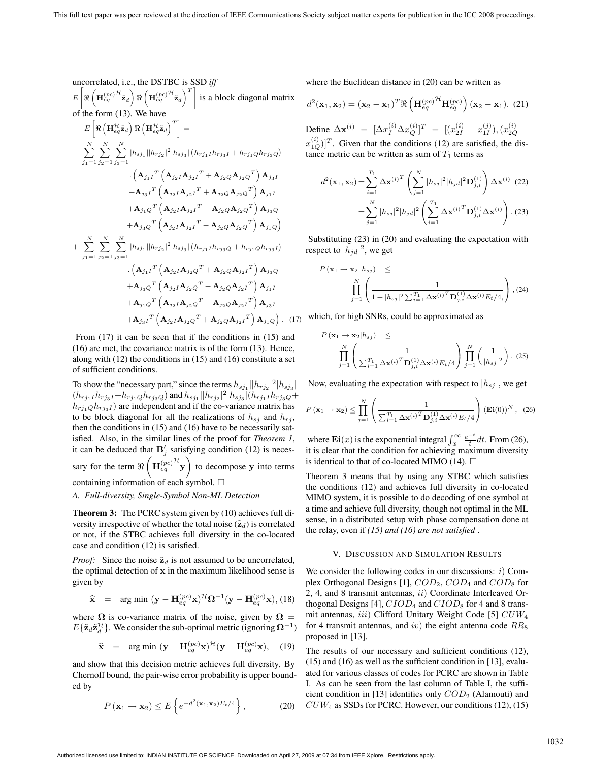uncorrelated, i.e., the DSTBC is SSD *iff* $E\left[\Re\left(\mathbf{H}_{eq}^{(pc)\mathcal{H}}\tilde{\mathbf{z}}_d\right)\Re\left(\mathbf{H}_{eq}^{(pc)\mathcal{H}}\tilde{\mathbf{z}}_d\right)^T\right]$ is a block diagonal matrix of the form (13). We have

$$
\begin{aligned}
&E\left[\Re\left(\mathbf{H}_{eq}^{\mathcal{H}}\tilde{\mathbf{z}}_d\right)\Re\left(\mathbf{H}_{eq}^{\mathcal{H}}\tilde{\mathbf{z}}_d\right)^T\right] = \\
&\sum_{j_1=1}^{N}\sum_{j_2=1}^{N}\sum_{j_3=1}^{N}|h_{sj_1}||h_{rj_2}|^2|h_{sj_3}|\left(h_{rj_1I}h_{rj_3I}+h_{rj_1Q}h_{rj_3Q}\right) \\
&\quad .\left(\mathbf{A}_{j_1I}{}^T\left(\mathbf{A}_{j_2I}\mathbf{A}_{j_2I}{}^T+\mathbf{A}_{j_2Q}\mathbf{A}_{j_2Q}{}^T\right)\mathbf{A}_{j_3I}\right. \\
&\quad +\mathbf{A}_{j_3I}{}^T\left(\mathbf{A}_{j_2I}\mathbf{A}_{j_2I}{}^T+\mathbf{A}_{j_2Q}\mathbf{A}_{j_2Q}{}^T\right)\mathbf{A}_{j_1I} \\
&\quad +\mathbf{A}_{j_1Q}{}^T\left(\mathbf{A}_{j_2I}\mathbf{A}_{j_2I}{}^T+\mathbf{A}_{j_2Q}\mathbf{A}_{j_2Q}{}^T\right)\mathbf{A}_{j_3Q} \\
&\quad \left.+\mathbf{A}_{j_3Q}{}^T\left(\mathbf{A}_{j_2I}\mathbf{A}_{j_2I}{}^T+\mathbf{A}_{j_2Q}\mathbf{A}_{j_2Q}{}^T\right)\mathbf{A}_{j_1Q}\right) \\
&+\sum_{j_1=1}^{N}\sum_{j_2=1}^{N}\sum_{j_3=1}^{N}|h_{sj_1}||h_{rj_2}|^2|h_{sj_3}|\left(h_{rj_1I}h_{rj_3Q}+h_{rj_1Q}h_{rj_3I}\right) \\
&\quad .\left(\mathbf{A}_{j_1I}{}^T\left(\mathbf{A}_{j_2I}\mathbf{A}_{j_2Q}{}^T+\mathbf{A}_{j_2Q}\mathbf{A}_{j_2I}{}^T\right)\mathbf{A}_{j_3Q}\right. \\
&\quad +\mathbf{A}_{j_3Q}{}^T\left(\mathbf{A}_{j_2I}\mathbf{A}_{j_2Q}{}^T+\mathbf{A}_{j_2Q}\mathbf{A}_{j_2I}{}^T\right)\mathbf{A}_{j_1I} \\
&\quad +\mathbf{A}_{j_1Q}{}^T\left(\mathbf{A}_{j_2I}\mathbf{A}_{j_2Q}{}^T+\mathbf{A}_{j_2Q}\mathbf{A}_{j_2I}{}^T\right)\mathbf{A}_{j_3I} \\
&\quad \left.+\mathbf{A}_{j_3I}{}^T\left(\mathbf{A}_{j_2I}\mathbf{A}_{j_2Q}{}^T+\mathbf{A}_{j_2Q}\mathbf{A}_{j_2I}{}^T\right)\mathbf{A}_{j_1Q}\right). \quad (17)
\end{aligned}
$$

From (17) it can be seen that if the conditions in (15) and (16) are met, the covariance matrix is of the form (13). Hence, along with (12) the conditions in (15) and (16) constitute a set of sufficient conditions.

To show the "necessary part," since the terms $h_{sj_1}||h_{rj_2}|^2|h_{sj_3}|$ $(h_{rj_1I}h_{rj_3I}+h_{rj_1Q}h_{rj_3Q})$ and $h_{sj_1}||h_{rj_2}|^2|h_{sj_3}|(h_{rj_1I}h_{rj_3Q}+h_{rj_1Q}h_{rj_3I})$ are independent and if the co-variance matrix has to be block diagonal for all the realizations of $h_{sj}$ and $h_{rj}$, then the conditions in (15) and (16) have to be necessarily satisfied. Also, in the similar lines of the proof for *Theorem 1*, it can be deduced that $\mathbf{B}_j'$ satisfying condition (12) is necessary for the term $\Re\left(\mathbf{H}_{eq}^{(pc)\mathcal{H}}\mathbf{y}\right)$ to decompose $\mathbf{y}$ into terms containing information of each symbol. □

### *A. Full-diversity, Single-Symbol Non-ML Detection*

**Theorem 3:** The PCRC system given by (10) achieves full diversity irrespective of whether the total noise ($\tilde{\mathbf{z}}_d$) is correlated or not, if the STBC achieves full diversity in the co-located case and condition (12) is satisfied.

*Proof:* Since the noise $\tilde{\mathbf{z}}_d$ is not assumed to be uncorrelated, the optimal detection of $\mathbf{x}$ in the maximum likelihood sense is given by

$$\widehat{\mathbf{x}} \;=\; \arg\min\;(\mathbf{y}-\mathbf{H}_{eq}^{(pc)}\mathbf{x})^{\mathcal{H}}\mathbf{\Omega}^{-1}(\mathbf{y}-\mathbf{H}_{eq}^{(pc)}\mathbf{x}), \; (18)$$

where $\mathbf{\Omega}$ is co-variance matrix of the noise, given by $\mathbf{\Omega} = E\{\tilde{\mathbf{z}}_d\tilde{\mathbf{z}}_d^{\mathcal{H}}\}$. We consider the sub-optimal metric (ignoring $\mathbf{\Omega}^{-1}$)

$$\widehat{\mathbf{x}} \;=\; \arg\min\;(\mathbf{y}-\mathbf{H}_{eq}^{(pc)}\mathbf{x})^{\mathcal{H}}(\mathbf{y}-\mathbf{H}_{eq}^{(pc)}\mathbf{x}), \quad (19)$$

and show that this decision metric achieves full diversity. By Chernoff bound, the pair-wise error probability is upper bounded by

$$P\left(\mathbf{x}_1 \rightarrow \mathbf{x}_2\right) \leq E\left\{e^{-d^2(\mathbf{x}_1,\mathbf{x}_2)E_t/4}\right\}, \quad (20)$$

where the Euclidean distance in (20) can be written as

$$d^2(\mathbf{x}_1,\mathbf{x}_2) = (\mathbf{x}_2-\mathbf{x}_1)^T\Re\left(\mathbf{H}_{eq}^{(pc)\mathcal{H}}\mathbf{H}_{eq}^{(pc)}\right)(\mathbf{x}_2-\mathbf{x}_1). \quad (21)$$

Define $\Delta\mathbf{x}^{(i)} = [\Delta x_I^{(i)}\Delta x_Q^{(i)}]^T = [(x_{2I}^{(i)}-x_{1I}^{(j)}),(x_{2Q}^{(i)}-x_{1Q}^{(i)})]^T$. Given that the conditions (12) are satisfied, the distance metric can be written as sum of $T_1$ terms as

$$
\begin{aligned}
d^2(\mathbf{x}_1,\mathbf{x}_2) &= \sum_{i=1}^{T_1}\Delta\mathbf{x}^{(i)^T}\left(\sum_{j=1}^{N}|h_{sj}|^2|h_{jd}|^2\mathbf{D}_{j,i}^{(1)}\right)\Delta\mathbf{x}^{(i)} \quad (22)\\
&= \sum_{j=1}^{N}|h_{sj}|^2|h_{jd}|^2\left(\sum_{i=1}^{T_1}\Delta\mathbf{x}^{(i)^T}\mathbf{D}_{j,i}^{(1)}\Delta\mathbf{x}^{(i)}\right). \quad (23)
\end{aligned}
$$

Substituting (23) in (20) and evaluating the expectation with respect to $|h_{jd}|^2$, we get

$$P\left(\mathbf{x}_1 \rightarrow \mathbf{x}_2 | h_{sj}\right) \leq \prod_{j=1}^{N}\left(\frac{1}{1+|h_{sj}|^2\sum_{i=1}^{T_1}\Delta\mathbf{x}^{(i)^T}\mathbf{D}_{j,i}^{(1)}\Delta\mathbf{x}^{(i)}E_t/4,}\right), \; (24)$$

which, for high SNRs, could be approximated as

$$P\left(\mathbf{x}_1 \rightarrow \mathbf{x}_2 | h_{sj}\right) \leq \prod_{j=1}^{N}\left(\frac{1}{\sum_{i=1}^{T_1}\Delta\mathbf{x}^{(i)^T}\mathbf{D}_{j,i}^{(1)}\Delta\mathbf{x}^{(i)}E_t/4}\right)\prod_{j=1}^{N}\left(\frac{1}{|h_{sj}|^2}\right). \; (25)$$

Now, evaluating the expectation with respect to $|h_{sj}|$, we get

$$P\left(\mathbf{x}_1 \rightarrow \mathbf{x}_2\right) \leq \prod_{j=1}^{N}\left(\frac{1}{\sum_{i=1}^{T_1}\Delta\mathbf{x}^{(i)^T}\mathbf{D}_{j,i}^{(1)}\Delta\mathbf{x}^{(i)}E_t/4}\right)(\mathbf{Ei}(0))^N, \quad (26)$$

where $\mathbf{Ei}(x)$ is the exponential integral $\int_x^{\infty}\frac{e^{-t}}{t}dt$. From (26), it is clear that the condition for achieving maximum diversity is identical to that of co-located MIMO (14). □

Theorem 3 means that by using any STBC which satisfies the conditions (12) and achieves full diversity in co-located MIMO system, it is possible to do decoding of one symbol at a time and achieve full diversity, though not optimal in the ML sense, in a distributed setup with phase compensation done at the relay, even if *(15) and (16) are not satisfied* .

## V. Discussion and Simulation Results

We consider the following codes in our discussions: $i)$ Complex Orthogonal Designs [1], $COD_2$, $COD_4$ and $COD_8$ for 2, 4, and 8 transmit antennas, $ii)$ Coordinate Interleaved Orthogonal Designs [4], $CIOD_4$ and $CIOD_8$ for 4 and 8 transmit antennas, $iii)$ Clifford Unitary Weight Code [5] $CUW_4$ for 4 transmit antennas, and $iv)$ the eight antenna code $RR_8$ proposed in [13].

The results of our necessary and sufficient conditions (12), (15) and (16) as well as the sufficient condition in [13], evaluated for various classes of codes for PCRC are shown in Table I. As can be seen from the last column of Table I, the sufficient condition in [13] identifies only $COD_2$ (Alamouti) and $CUW_4$ as SSDs for PCRC. However, our conditions (12), (15)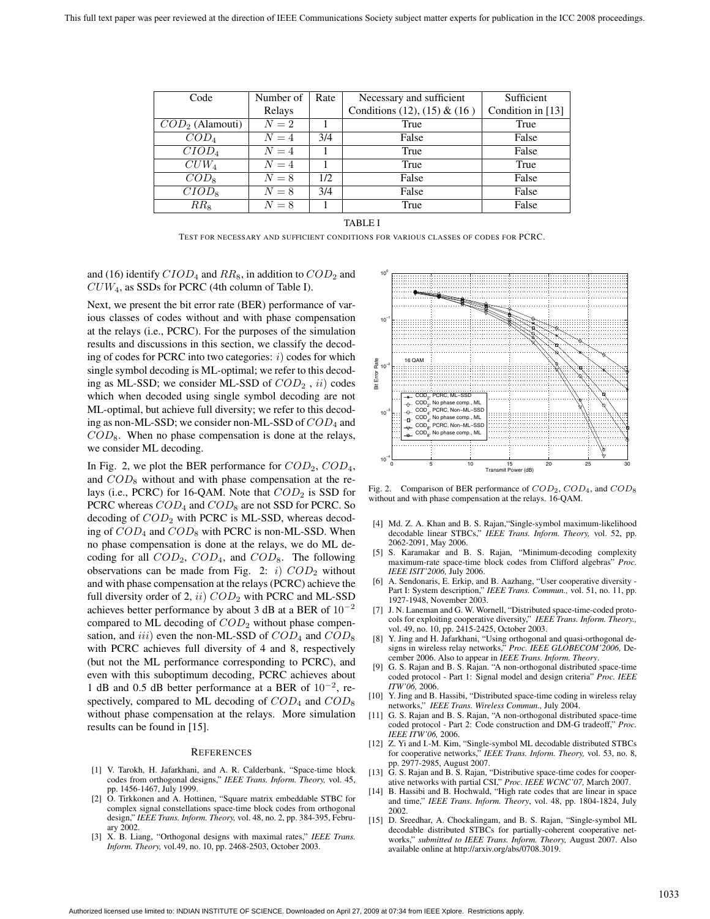| Code | Number of Relays | Rate | Necessary and sufficient Conditions (12), (15) & (16 ) | Sufficient Condition in [13] |
|---|---|---|---|---|
| $COD_2$ (Alamouti) | $N = 2$ | 1 | True | True |
| $COD_4$ | $N = 4$ | 3/4 | False | False |
| $CIOD_4$ | $N = 4$ | 1 | True | False |
| $CUW_4$ | $N = 4$ | 1 | True | True |
| $COD_8$ | $N = 8$ | 1/2 | False | False |
| $CIOD_8$ | $N = 8$ | 3/4 | False | False |
| $RR_8$ | $N = 8$ | 1 | True | False |

TABLE I

TEST FOR NECESSARY AND SUFFICIENT CONDITIONS FOR VARIOUS CLASSES OF CODES FOR PCRC.

and (16) identify $CIOD_4$ and $RR_8$, in addition to $COD_2$ and $CUW_4$, as SSDs for PCRC (4th column of Table I).

Next, we present the bit error rate (BER) performance of various classes of codes without and with phase compensation at the relays (i.e., PCRC). For the purposes of the simulation results and discussions in this section, we classify the decoding of codes for PCRC into two categories: $i)$ codes for which single symbol decoding is ML-optimal; we refer to this decoding as ML-SSD; we consider ML-SSD of $COD_2$ , $ii)$ codes which when decoded using single symbol decoding are not ML-optimal, but achieve full diversity; we refer to this decoding as non-ML-SSD; we consider non-ML-SSD of $COD_4$ and $COD_8$. When no phase compensation is done at the relays, we consider ML decoding.

In Fig. 2, we plot the BER performance for $COD_2$, $COD_4$, and $COD_8$ without and with phase compensation at the relays (i.e., PCRC) for 16-QAM. Note that $COD_2$ is SSD for PCRC whereas $COD_4$ and $COD_8$ are not SSD for PCRC. So decoding of $COD_2$ with PCRC is ML-SSD, whereas decoding of $COD_4$ and $COD_8$ with PCRC is non-ML-SSD. When no phase compensation is done at the relays, we do ML decoding for all $COD_2$, $COD_4$, and $COD_8$. The following observations can be made from Fig. 2: $i)$ $COD_2$ without and with phase compensation at the relays (PCRC) achieve the full diversity order of 2, $ii)$ $COD_2$ with PCRC and ML-SSD achieves better performance by about 3 dB at a BER of $10^{-2}$ compared to ML decoding of $COD_2$ without phase compensation, and $iii)$ even the non-ML-SSD of $COD_4$ and $COD_8$ with PCRC achieves full diversity of 4 and 8, respectively (but not the ML performance corresponding to PCRC), and even with this suboptimum decoding, PCRC achieves about 1 dB and 0.5 dB better performance at a BER of $10^{-2}$, respectively, compared to ML decoding of $COD_4$ and $COD_8$ without phase compensation at the relays. More simulation results can be found in [15].

Bit Error Rate

Transmit Power (dB)

16 QAM

COD2, PCRC, ML−SSD
COD2, No phase comp., ML
COD4, PCRC, Non−ML−SSD
COD4, No phase comp., ML
COD8, PCRC, Non−ML−SSD
COD8, No phase comp., ML

Fig. 2. Comparison of BER performance of $COD_2$, $COD_4$, and $COD_8$ without and with phase compensation at the relays. 16-QAM.

## REFERENCES

[1] V. Tarokh, H. Jafarkhani, and A. R. Calderbank, "Space-time block codes from orthogonal designs," *IEEE Trans. Inform. Theory,* vol. 45, pp. 1456-1467, July 1999.

[2] O. Tirkkonen and A. Hottinen, "Square matrix embeddable STBC for complex signal constellations space-time block codes from orthogonal design," *IEEE Trans. Inform. Theory,* vol. 48, no. 2, pp. 384-395, February 2002.

[3] X. B. Liang, "Orthogonal designs with maximal rates," *IEEE Trans. Inform. Theory,* vol.49, no. 10, pp. 2468-2503, October 2003.

[4] Md. Z. A. Khan and B. S. Rajan,"Single-symbol maximum-likelihood decodable linear STBCs," *IEEE Trans. Inform. Theory,* vol. 52, pp. 2062-2091, May 2006.

[5] S. Karamakar and B. S. Rajan, "Minimum-decoding complexity maximum-rate space-time block codes from Clifford algebras" *Proc. IEEE ISIT'2006,* July 2006.

[6] A. Sendonaris, E. Erkip, and B. Aazhang, "User cooperative diversity - Part I: System description," *IEEE Trans. Commun.,* vol. 51, no. 11, pp. 1927-1948, November 2003.

[7] J. N. Laneman and G. W. Wornell, "Distributed space-time-coded protocols for exploiting cooperative diversity," *IEEE Trans. Inform. Theory.,* vol. 49, no. 10, pp. 2415-2425, October 2003.

[8] Y. Jing and H. Jafarkhani, "Using orthogonal and quasi-orthogonal designs in wireless relay networks," *Proc. IEEE GLOBECOM'2006,* December 2006. Also to appear in *IEEE Trans. Inform. Theory*.

[9] G. S. Rajan and B. S. Rajan. "A non-orthogonal distributed space-time coded protocol - Part 1: Signal model and design criteria" *Proc. IEEE ITW'06,* 2006.

[10] Y. Jing and B. Hassibi, "Distributed space-time coding in wireless relay networks," *IEEE Trans. Wireless Commun.,* July 2004.

[11] G. S. Rajan and B. S. Rajan, "A non-orthogonal distributed space-time coded protocol - Part 2: Code construction and DM-G tradeoff," *Proc. IEEE ITW'06,* 2006.

[12] Z. Yi and I.-M. Kim, "Single-symbol ML decodable distributed STBCs for cooperative networks," *IEEE Trans. Inform. Theory,* vol. 53, no. 8, pp. 2977-2985, August 2007.

[13] G. S. Rajan and B. S. Rajan, "Distributive space-time codes for cooperative networks with partial CSI," *Proc. IEEE WCNC'07,* March 2007.

[14] B. Hassibi and B. Hochwald, "High rate codes that are linear in space and time," *IEEE Trans. Inform. Theory*, vol. 48, pp. 1804-1824, July 2002.

[15] D. Sreedhar, A. Chockalingam, and B. S. Rajan, "Single-symbol ML decodable distributed STBCs for partially-coherent cooperative networks," *submitted to IEEE Trans. Inform. Theory,* August 2007. Also available online at http://arxiv.org/abs/0708.3019.